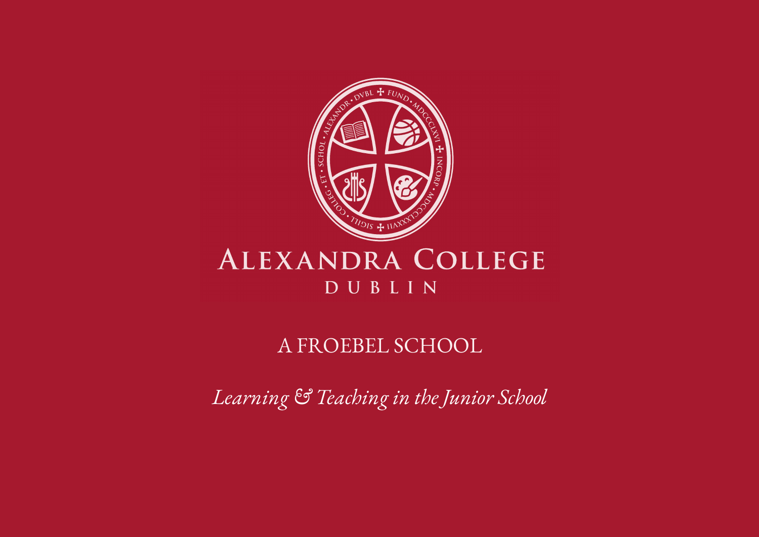# ALEXANDRA COLLEGE

## DUBLIN

A FROEBEL SCHOOL

*Learning & Teaching in the Junior School*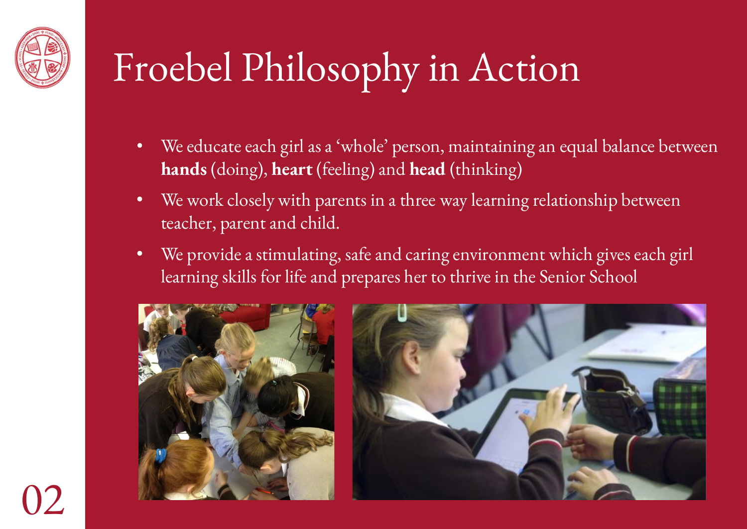# Froebel Philosophy in Action

- We educate each girl as a 'whole' person, maintaining an equal balance between **hands** (doing), **heart** (feeling) and **head** (thinking)
- We work closely with parents in a three way learning relationship between teacher, parent and child.
- We provide a stimulating, safe and caring environment which gives each girl learning skills for life and prepares her to thrive in the Senior School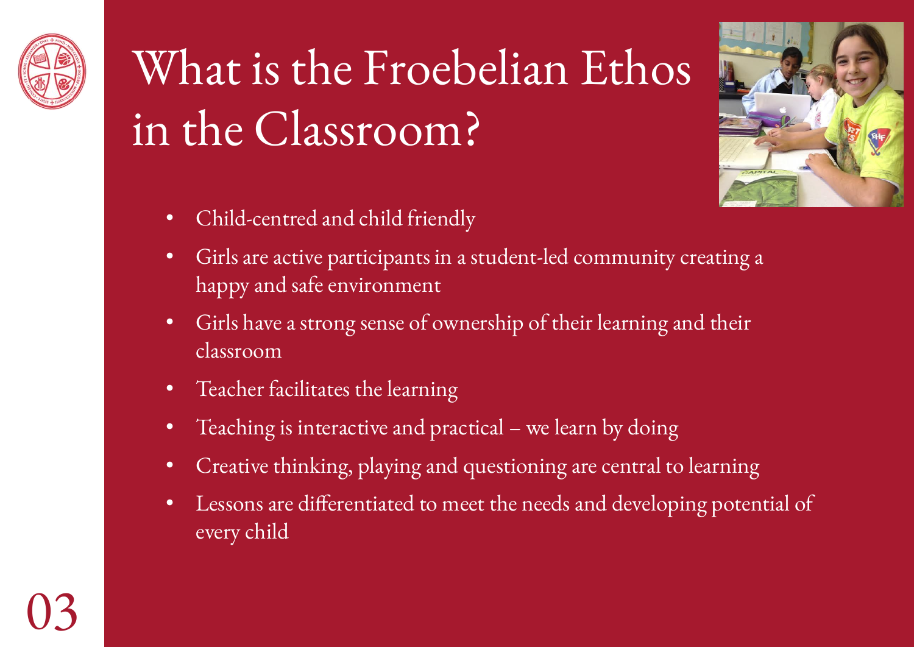# What is the Froebelian Ethos in the Classroom?

- Child-centred and child friendly
- Girls are active participants in a student-led community creating a happy and safe environment
- Girls have a strong sense of ownership of their learning and their classroom
- Teacher facilitates the learning
- Teaching is interactive and practical – we learn by doing
- Creative thinking, playing and questioning are central to learning
- Lessons are differentiated to meet the needs and developing potential of every child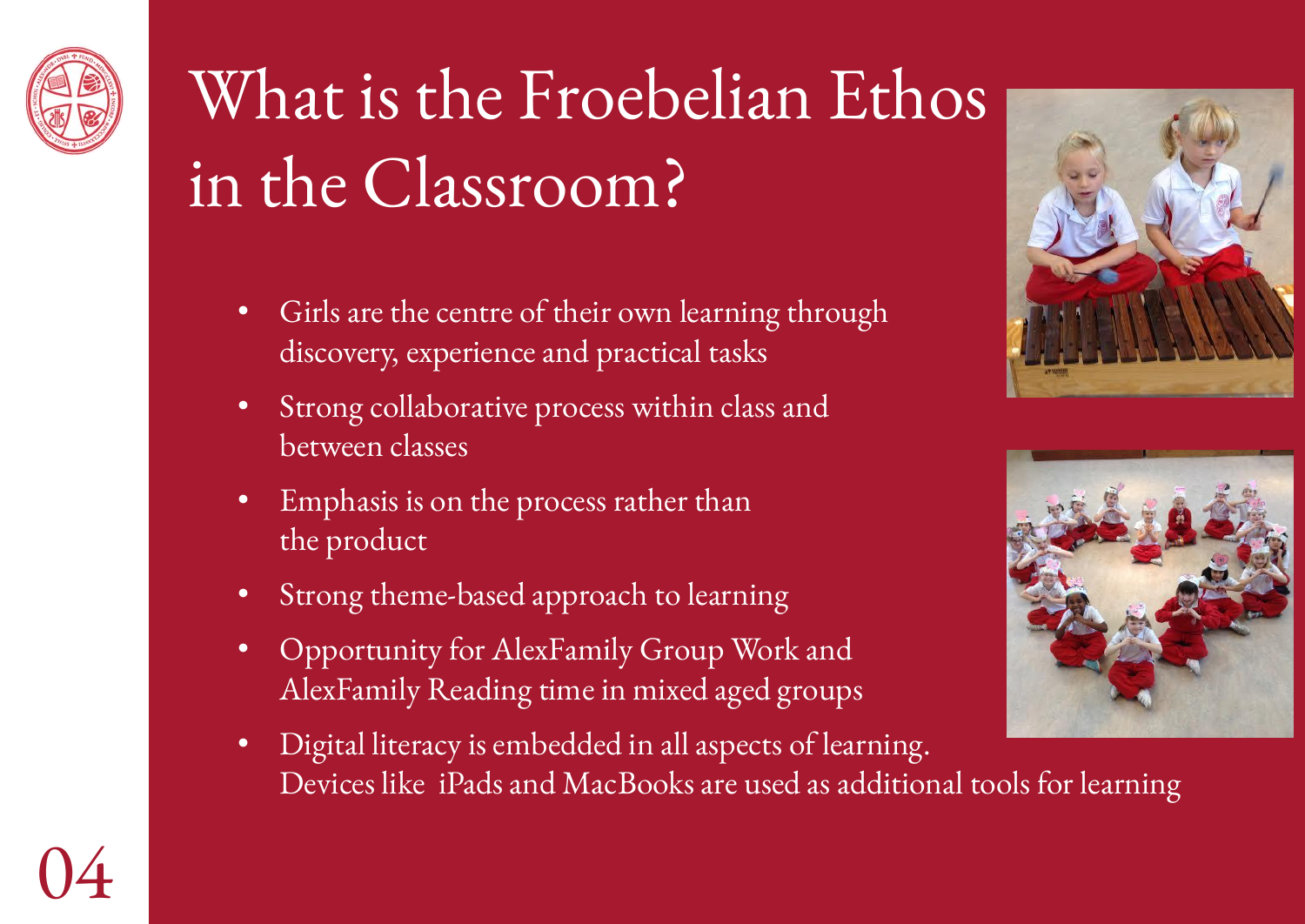# What is the Froebelian Ethos in the Classroom?

- Girls are the centre of their own learning through discovery, experience and practical tasks
- Strong collaborative process within class and between classes
- Emphasis is on the process rather than the product
- Strong theme-based approach to learning
- Opportunity for AlexFamily Group Work and AlexFamily Reading time in mixed aged groups
- Digital literacy is embedded in all aspects of learning. Devices like iPads and MacBooks are used as additional tools for learning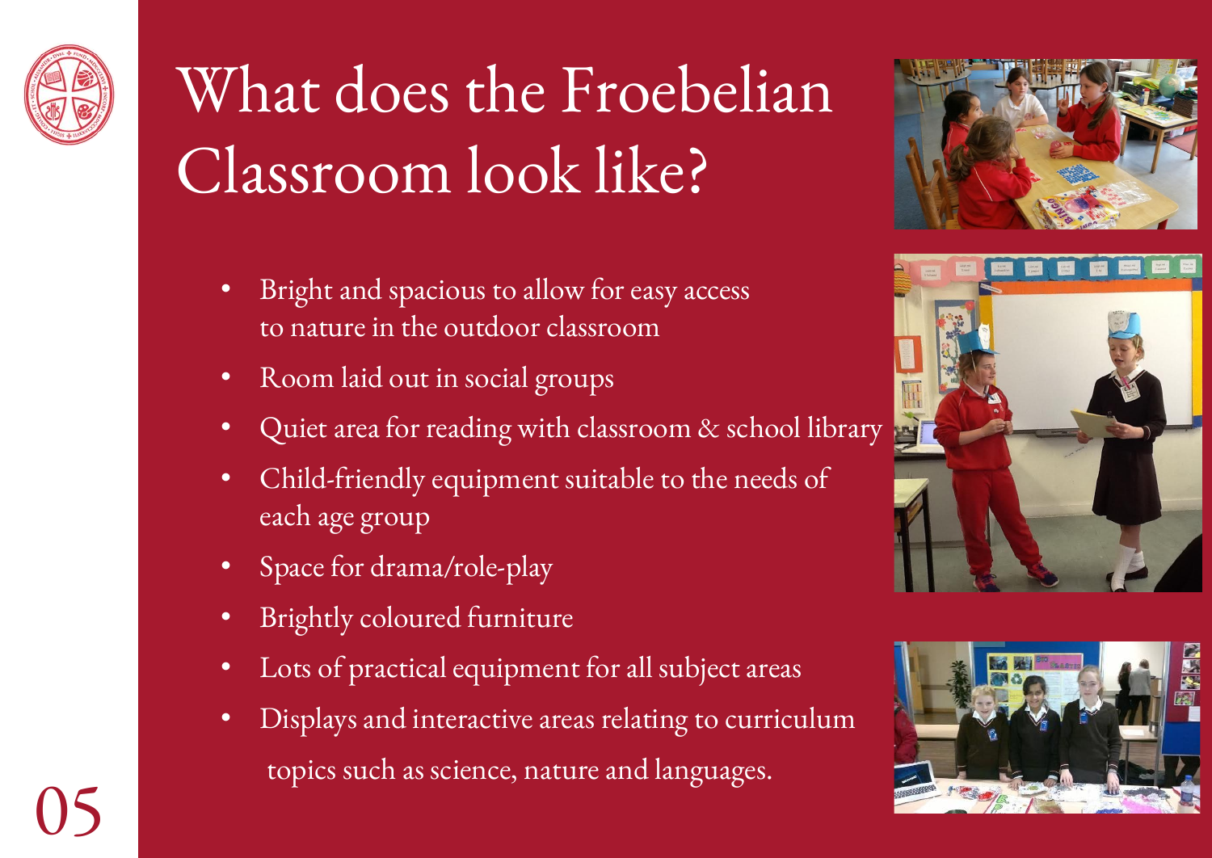# What does the Froebelian Classroom look like?

- Bright and spacious to allow for easy access to nature in the outdoor classroom
- Room laid out in social groups
- Quiet area for reading with classroom & school library
- Child-friendly equipment suitable to the needs of each age group
- Space for drama/role-play
- Brightly coloured furniture
- Lots of practical equipment for all subject areas
- Displays and interactive areas relating to curriculum topics such as science, nature and languages.